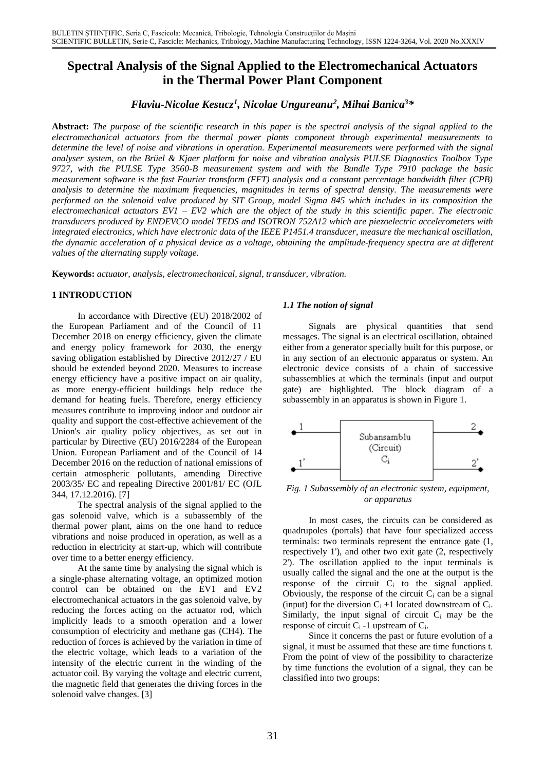# Spectral Analysis of the Signal Applied to the Electromechanical Actuators in the Thermal Power Plant Component

***Flaviu-Nicolae Kesucz[1], Nicolae Ungureanu[2], Mihai Banica[3]****

**Abstract:** *The purpose of the scientific research in this paper is the spectral analysis of the signal applied to the electromechanical actuators from the thermal power plants component through experimental measurements to determine the level of noise and vibrations in operation. Experimental measurements were performed with the signal analyser system, on the Brüel & Kjaer platform for noise and vibration analysis PULSE Diagnostics Toolbox Type 9727, with the PULSE Type 3560-B measurement system and with the Bundle Type 7910 package the basic measurement software is the fast Fourier transform (FFT) analysis and a constant percentage bandwidth filter (CPB) analysis to determine the maximum frequencies, magnitudes in terms of spectral density. The measurements were performed on the solenoid valve produced by SIT Group, model Sigma 845 which includes in its composition the electromechanical actuators EV1 – EV2 which are the object of the study in this scientific paper. The electronic transducers produced by ENDEVCO model TEDS and ISOTRON 752A12 which are piezoelectric accelerometers with integrated electronics, which have electronic data of the IEEE P1451.4 transducer, measure the mechanical oscillation, the dynamic acceleration of a physical device as a voltage, obtaining the amplitude-frequency spectra are at different values of the alternating supply voltage.*

**Keywords:** *actuator, analysis, electromechanical, signal, transducer, vibration.*

## 1 INTRODUCTION

In accordance with Directive (EU) 2018/2002 of the European Parliament and of the Council of 11 December 2018 on energy efficiency, given the climate and energy policy framework for 2030, the energy saving obligation established by Directive 2012/27 / EU should be extended beyond 2020. Measures to increase energy efficiency have a positive impact on air quality, as more energy-efficient buildings help reduce the demand for heating fuels. Therefore, energy efficiency measures contribute to improving indoor and outdoor air quality and support the cost-effective achievement of the Union's air quality policy objectives, as set out in particular by Directive (EU) 2016/2284 of the European Union. European Parliament and of the Council of 14 December 2016 on the reduction of national emissions of certain atmospheric pollutants, amending Directive 2003/35/ EC and repealing Directive 2001/81/ EC (OJL 344, 17.12.2016). [7]

The spectral analysis of the signal applied to the gas solenoid valve, which is a subassembly of the thermal power plant, aims on the one hand to reduce vibrations and noise produced in operation, as well as a reduction in electricity at start-up, which will contribute over time to a better energy efficiency.

At the same time by analysing the signal which is a single-phase alternating voltage, an optimized motion control can be obtained on the EV1 and EV2 electromechanical actuators in the gas solenoid valve, by reducing the forces acting on the actuator rod, which implicitly leads to a smooth operation and a lower consumption of electricity and methane gas ($CH_4$). The reduction of forces is achieved by the variation in time of the electric voltage, which leads to a variation of the intensity of the electric current in the winding of the actuator coil. By varying the voltage and electric current, the magnetic field that generates the driving forces in the solenoid valve changes. [3]

### *1.1 The notion of signal*

Signals are physical quantities that send messages. The signal is an electrical oscillation, obtained either from a generator specially built for this purpose, or in any section of an electronic apparatus or system. An electronic device consists of a chain of successive subassemblies at which the terminals (input and output gate) are highlighted. The block diagram of a subassembly in an apparatus is shown in Figure 1.

*Fig. 1 Subassembly of an electronic system, equipment, or apparatus*

In most cases, the circuits can be considered as quadrupoles (portals) that have four specialized access terminals: two terminals represent the entrance gate (1, respectively 1'), and other two exit gate (2, respectively 2'). The oscillation applied to the input terminals is usually called the signal and the one at the output is the response of the circuit $C_i$ to the signal applied. Obviously, the response of the circuit $C_i$ can be a signal (input) for the diversion $C_i + 1$ located downstream of $C_i$. Similarly, the input signal of circuit $C_i$ may be the response of circuit $C_i - 1$ upstream of $C_i$.

Since it concerns the past or future evolution of a signal, it must be assumed that these are time functions t. From the point of view of the possibility to characterize by time functions the evolution of a signal, they can be classified into two groups: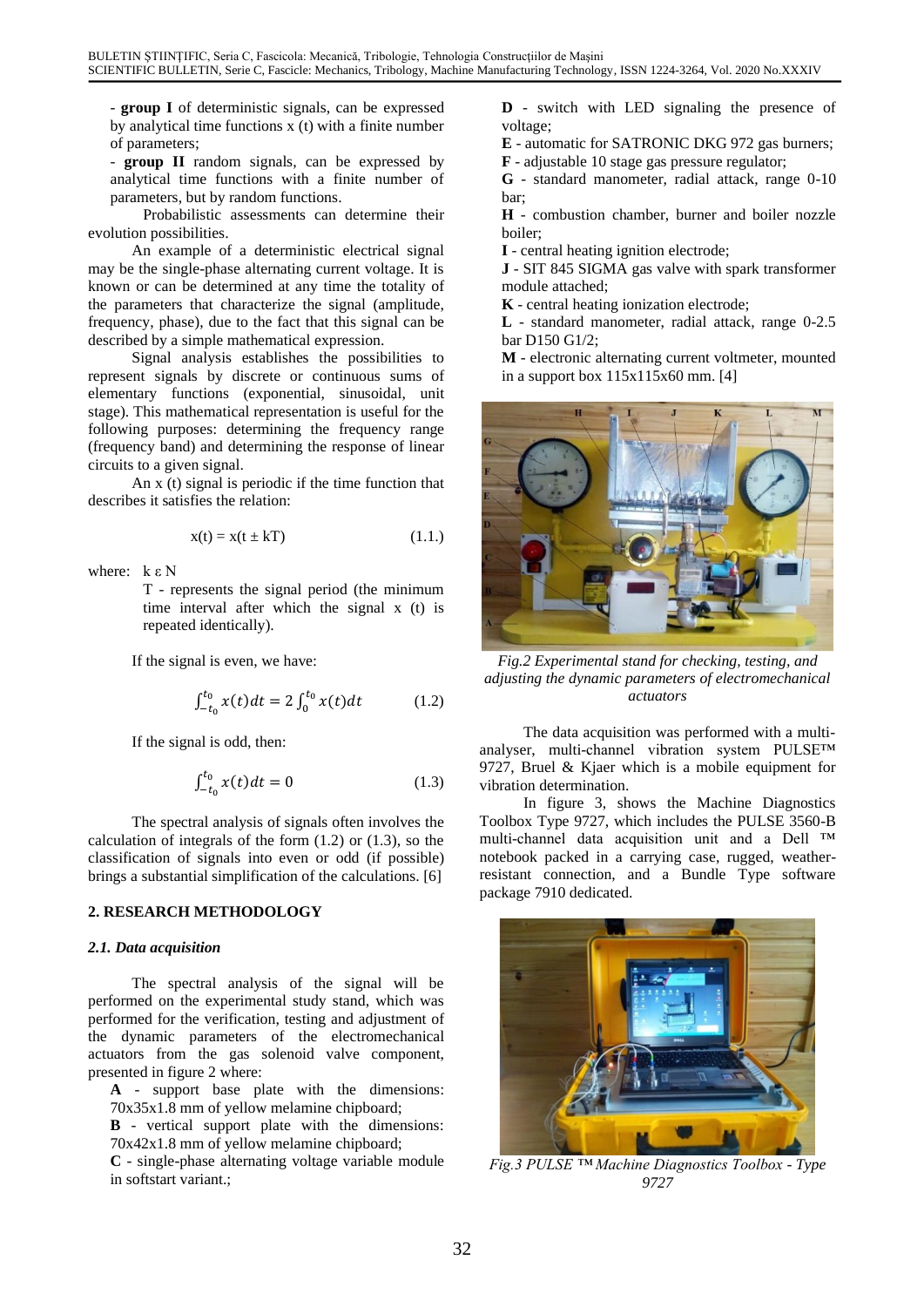- **group I** of deterministic signals, can be expressed by analytical time functions x (t) with a finite number of parameters;
- **group II** random signals, can be expressed by analytical time functions with a finite number of parameters, but by random functions.

Probabilistic assessments can determine their evolution possibilities.

An example of a deterministic electrical signal may be the single-phase alternating current voltage. It is known or can be determined at any time the totality of the parameters that characterize the signal (amplitude, frequency, phase), due to the fact that this signal can be described by a simple mathematical expression.

Signal analysis establishes the possibilities to represent signals by discrete or continuous sums of elementary functions (exponential, sinusoidal, unit stage). This mathematical representation is useful for the following purposes: determining the frequency range (frequency band) and determining the response of linear circuits to a given signal.

An x (t) signal is periodic if the time function that describes it satisfies the relation:

$$x(t) = x(t \pm kT) \qquad (1.1.)$$

where: $k \varepsilon N$

T - represents the signal period (the minimum time interval after which the signal x (t) is repeated identically).

If the signal is even, we have:

$$\int_{-t_0}^{t_0} x(t)dt = 2\int_{0}^{t_0} x(t)dt \qquad (1.2)$$

If the signal is odd, then:

$$\int_{-t_0}^{t_0} x(t)dt = 0 \qquad (1.3)$$

The spectral analysis of signals often involves the calculation of integrals of the form (1.2) or (1.3), so the classification of signals into even or odd (if possible) brings a substantial simplification of the calculations. [6]

## 2. RESEARCH METHODOLOGY

### *2.1. Data acquisition*

The spectral analysis of the signal will be performed on the experimental study stand, which was performed for the verification, testing and adjustment of the dynamic parameters of the electromechanical actuators from the gas solenoid valve component, presented in figure 2 where:

**A** - support base plate with the dimensions: 70x35x1.8 mm of yellow melamine chipboard;
**B** - vertical support plate with the dimensions: 70x42x1.8 mm of yellow melamine chipboard;
**C** - single-phase alternating voltage variable module in softstart variant.;
**D** - switch with LED signaling the presence of voltage;
**E** - automatic for SATRONIC DKG 972 gas burners;
**F** - adjustable 10 stage gas pressure regulator;
**G** - standard manometer, radial attack, range 0-10 bar;
**H** - combustion chamber, burner and boiler nozzle boiler;
**I** - central heating ignition electrode;
**J** - SIT 845 SIGMA gas valve with spark transformer module attached;
**K** - central heating ionization electrode;
**L** - standard manometer, radial attack, range 0-2.5 bar D150 G1/2;
**M** - electronic alternating current voltmeter, mounted in a support box 115x115x60 mm. [4]

*Fig.2 Experimental stand for checking, testing, and adjusting the dynamic parameters of electromechanical actuators*

The data acquisition was performed with a multi-analyser, multi-channel vibration system PULSE™ 9727, Bruel & Kjaer which is a mobile equipment for vibration determination.

In figure 3, shows the Machine Diagnostics Toolbox Type 9727, which includes the PULSE 3560-B multi-channel data acquisition unit and a Dell ™ notebook packed in a carrying case, rugged, weather-resistant connection, and a Bundle Type software package 7910 dedicated.

*Fig.3 PULSE ™ Machine Diagnostics Toolbox - Type 9727*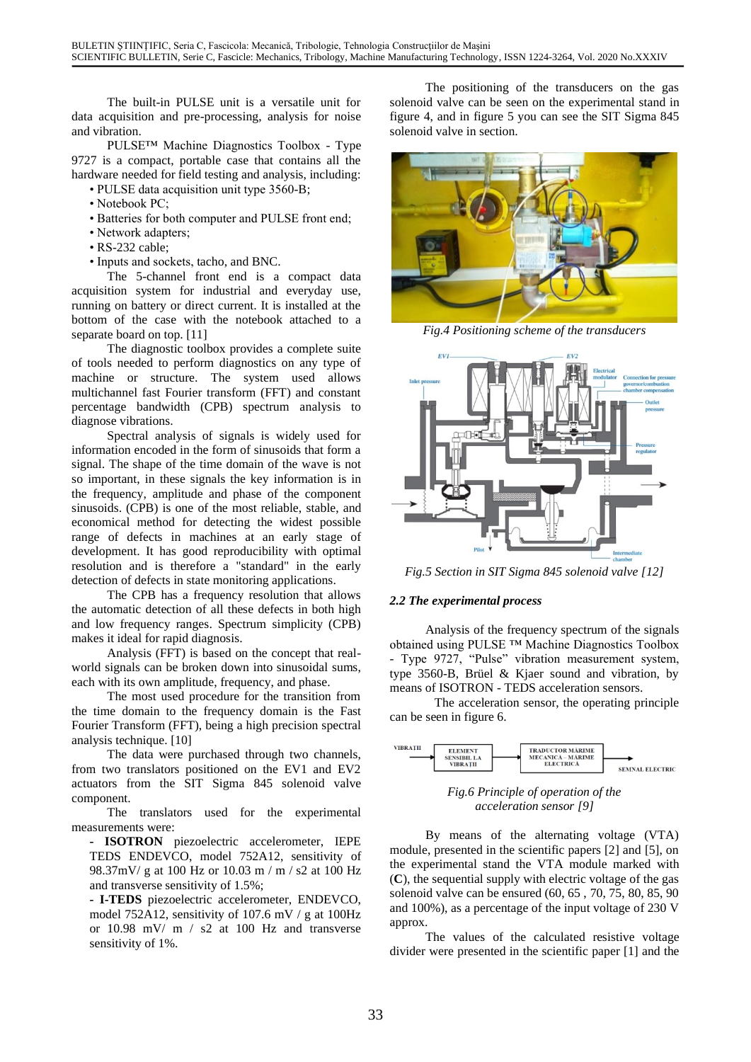The built-in PULSE unit is a versatile unit for data acquisition and pre-processing, analysis for noise and vibration.

PULSE™ Machine Diagnostics Toolbox - Type 9727 is a compact, portable case that contains all the hardware needed for field testing and analysis, including:

- PULSE data acquisition unit type 3560-B;
- Notebook PC;
- Batteries for both computer and PULSE front end;
- Network adapters;
- RS-232 cable;
- Inputs and sockets, tacho, and BNC.

The 5-channel front end is a compact data acquisition system for industrial and everyday use, running on battery or direct current. It is installed at the bottom of the case with the notebook attached to a separate board on top. [11]

The diagnostic toolbox provides a complete suite of tools needed to perform diagnostics on any type of machine or structure. The system used allows multichannel fast Fourier transform (FFT) and constant percentage bandwidth (CPB) spectrum analysis to diagnose vibrations.

Spectral analysis of signals is widely used for information encoded in the form of sinusoids that form a signal. The shape of the time domain of the wave is not so important, in these signals the key information is in the frequency, amplitude and phase of the component sinusoids. (CPB) is one of the most reliable, stable, and economical method for detecting the widest possible range of defects in machines at an early stage of development. It has good reproducibility with optimal resolution and is therefore a "standard" in the early detection of defects in state monitoring applications.

The CPB has a frequency resolution that allows the automatic detection of all these defects in both high and low frequency ranges. Spectrum simplicity (CPB) makes it ideal for rapid diagnosis.

Analysis (FFT) is based on the concept that real-world signals can be broken down into sinusoidal sums, each with its own amplitude, frequency, and phase.

The most used procedure for the transition from the time domain to the frequency domain is the Fast Fourier Transform (FFT), being a high precision spectral analysis technique. [10]

The data were purchased through two channels, from two translators positioned on the EV1 and EV2 actuators from the SIT Sigma 845 solenoid valve component.

The translators used for the experimental measurements were:

- **ISOTRON** piezoelectric accelerometer, IEPE TEDS ENDEVCO, model 752A12, sensitivity of 98.37mV/ g at 100 Hz or 10.03 m / m / s2 at 100 Hz and transverse sensitivity of 1.5%;
- **I-TEDS** piezoelectric accelerometer, ENDEVCO, model 752A12, sensitivity of 107.6 mV / g at 100Hz or 10.98 mV/ m / s2 at 100 Hz and transverse sensitivity of 1%.

The positioning of the transducers on the gas solenoid valve can be seen on the experimental stand in figure 4, and in figure 5 you can see the SIT Sigma 845 solenoid valve in section.

*Fig.4 Positioning scheme of the transducers*

*Fig.5 Section in SIT Sigma 845 solenoid valve [12]*

### *2.2 The experimental process*

Analysis of the frequency spectrum of the signals obtained using PULSE ™ Machine Diagnostics Toolbox - Type 9727, "Pulse" vibration measurement system, type 3560-B, Brüel & Kjaer sound and vibration, by means of ISOTRON - TEDS acceleration sensors.

The acceleration sensor, the operating principle can be seen in figure 6.

*Fig.6 Principle of operation of the acceleration sensor [9]*

By means of the alternating voltage (VTA) module, presented in the scientific papers [2] and [5], on the experimental stand the VTA module marked with (**C**), the sequential supply with electric voltage of the gas solenoid valve can be ensured (60, 65 , 70, 75, 80, 85, 90 and 100%), as a percentage of the input voltage of 230 V approx.

The values of the calculated resistive voltage divider were presented in the scientific paper [1] and the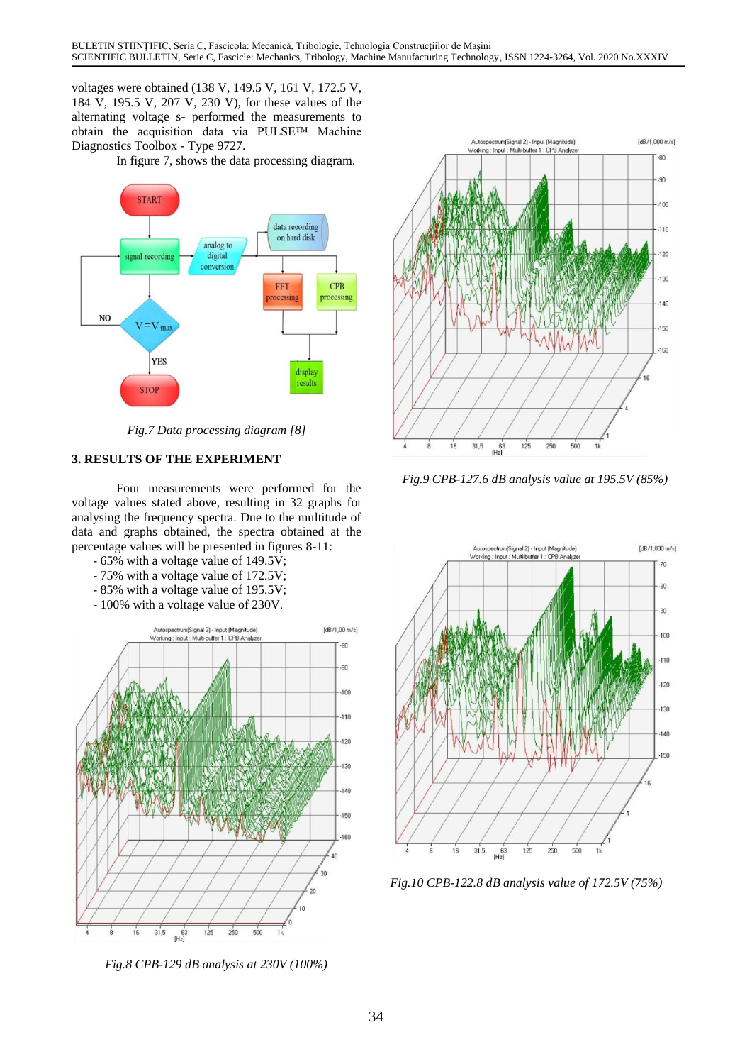voltages were obtained (138 V, 149.5 V, 161 V, 172.5 V, 184 V, 195.5 V, 207 V, 230 V), for these values of the alternating voltage s- performed the measurements to obtain the acquisition data via PULSE™ Machine Diagnostics Toolbox - Type 9727.

In figure 7, shows the data processing diagram.

*Fig.7 Data processing diagram [8]*

## 3. RESULTS OF THE EXPERIMENT

Four measurements were performed for the voltage values stated above, resulting in 32 graphs for analysing the frequency spectra. Due to the multitude of data and graphs obtained, the spectra obtained at the percentage values will be presented in figures 8-11:

- 65% with a voltage value of 149.5V;
- 75% with a voltage value of 172.5V;
- 85% with a voltage value of 195.5V;
- 100% with a voltage value of 230V.

*Fig.8 CPB-129 dB analysis at 230V (100%)*

*Fig.9 CPB-127.6 dB analysis value at 195.5V (85%)*

*Fig.10 CPB-122.8 dB analysis value of 172.5V (75%)*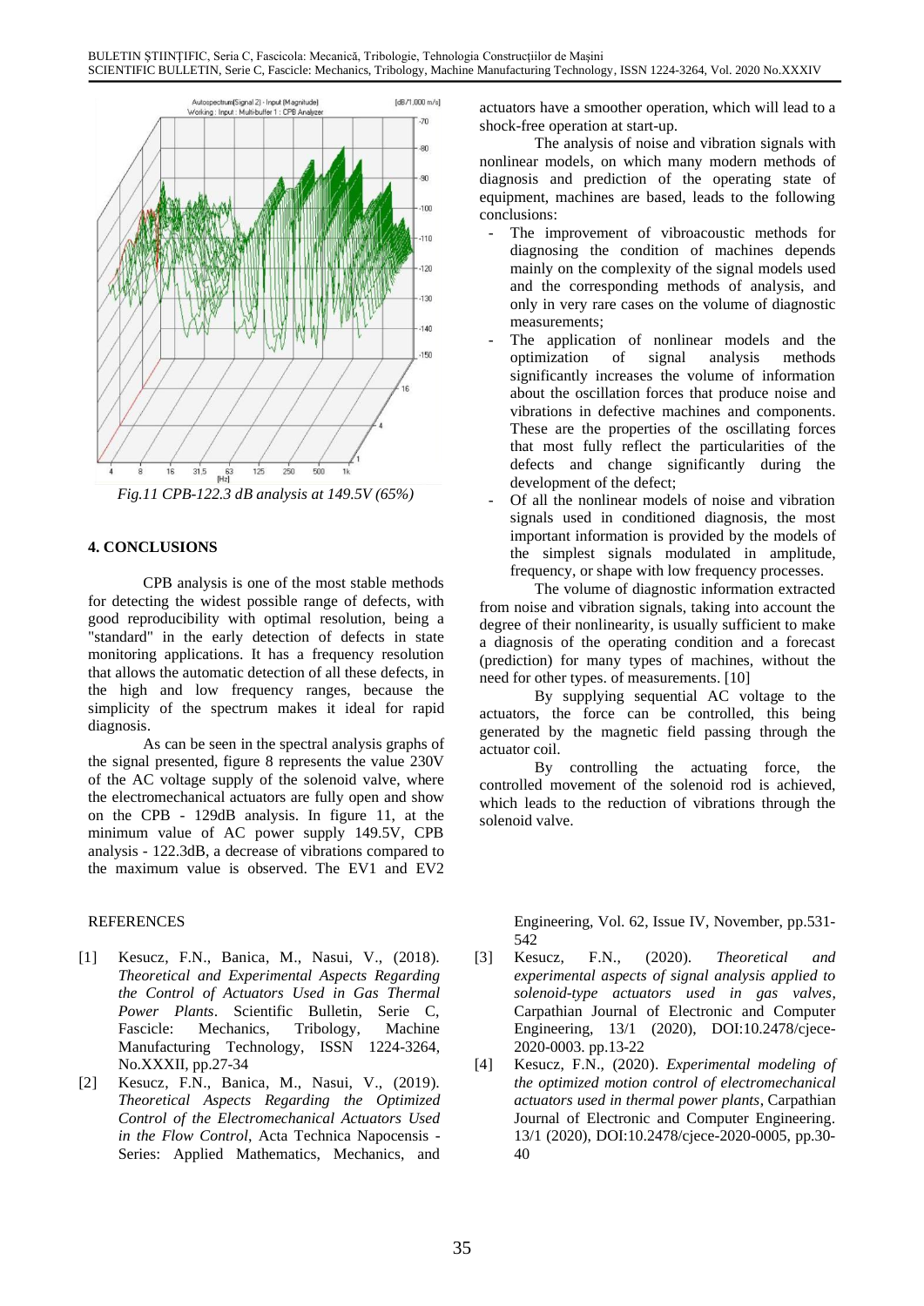*Fig.11 CPB-122.3 dB analysis at 149.5V (65%)*

## 4. CONCLUSIONS

CPB analysis is one of the most stable methods for detecting the widest possible range of defects, with good reproducibility with optimal resolution, being a "standard" in the early detection of defects in state monitoring applications. It has a frequency resolution that allows the automatic detection of all these defects, in the high and low frequency ranges, because the simplicity of the spectrum makes it ideal for rapid diagnosis.

As can be seen in the spectral analysis graphs of the signal presented, figure 8 represents the value 230V of the AC voltage supply of the solenoid valve, where the electromechanical actuators are fully open and show on the CPB - 129dB analysis. In figure 11, at the minimum value of AC power supply 149.5V, CPB analysis - 122.3dB, a decrease of vibrations compared to the maximum value is observed. The EV1 and EV2 actuators have a smoother operation, which will lead to a shock-free operation at start-up.

The analysis of noise and vibration signals with nonlinear models, on which many modern methods of diagnosis and prediction of the operating state of equipment, machines are based, leads to the following conclusions:

- The improvement of vibroacoustic methods for diagnosing the condition of machines depends mainly on the complexity of the signal models used and the corresponding methods of analysis, and only in very rare cases on the volume of diagnostic measurements;
- The application of nonlinear models and the optimization of signal analysis methods significantly increases the volume of information about the oscillation forces that produce noise and vibrations in defective machines and components. These are the properties of the oscillating forces that most fully reflect the particularities of the defects and change significantly during the development of the defect;
- Of all the nonlinear models of noise and vibration signals used in conditioned diagnosis, the most important information is provided by the models of the simplest signals modulated in amplitude, frequency, or shape with low frequency processes.

The volume of diagnostic information extracted from noise and vibration signals, taking into account the degree of their nonlinearity, is usually sufficient to make a diagnosis of the operating condition and a forecast (prediction) for many types of machines, without the need for other types. of measurements. [10]

By supplying sequential AC voltage to the actuators, the force can be controlled, this being generated by the magnetic field passing through the actuator coil.

By controlling the actuating force, the controlled movement of the solenoid rod is achieved, which leads to the reduction of vibrations through the solenoid valve.

REFERENCES

[1] Kesucz, F.N., Banica, M., Nasui, V., (2018). *Theoretical and Experimental Aspects Regarding the Control of Actuators Used in Gas Thermal Power Plants*. Scientific Bulletin, Serie C, Fascicle: Mechanics, Tribology, Machine Manufacturing Technology, ISSN 1224-3264, No.XXXII, pp.27-34

[2] Kesucz, F.N., Banica, M., Nasui, V., (2019). *Theoretical Aspects Regarding the Optimized Control of the Electromechanical Actuators Used in the Flow Control*, Acta Technica Napocensis - Series: Applied Mathematics, Mechanics, and Engineering, Vol. 62, Issue IV, November, pp.531-542

[3] Kesucz, F.N., (2020). *Theoretical and experimental aspects of signal analysis applied to solenoid-type actuators used in gas valves*, Carpathian Journal of Electronic and Computer Engineering, 13/1 (2020), DOI:10.2478/cjece-2020-0003. pp.13-22

[4] Kesucz, F.N., (2020). *Experimental modeling of the optimized motion control of electromechanical actuators used in thermal power plants*, Carpathian Journal of Electronic and Computer Engineering. 13/1 (2020), DOI:10.2478/cjece-2020-0005, pp.30-40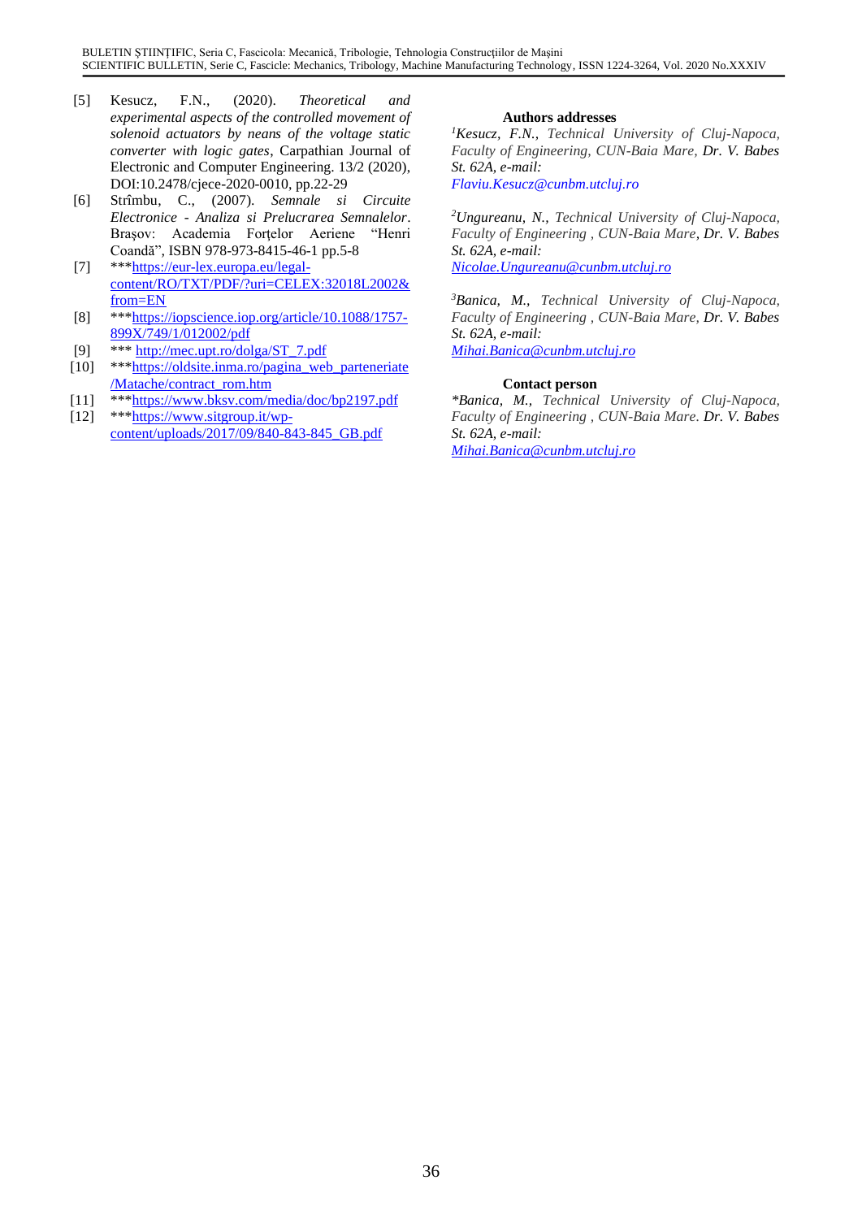[5] Kesucz, F.N., (2020). *Theoretical and experimental aspects of the controlled movement of solenoid actuators by neans of the voltage static converter with logic gates*, Carpathian Journal of Electronic and Computer Engineering. 13/2 (2020), DOI:10.2478/cjece-2020-0010, pp.22-29

[6] Strîmbu, C., (2007). *Semnale si Circuite Electronice - Analiza si Prelucrarea Semnalelor*. Braşov: Academia Forţelor Aeriene "Henri Coandă", ISBN 978-973-8415-46-1 pp.5-8

[7] ***https://eur-lex.europa.eu/legal-content/RO/TXT/PDF/?uri=CELEX:32018L2002&from=EN

[8] ***https://iopscience.iop.org/article/10.1088/1757-899X/749/1/012002/pdf

[9] *** http://mec.upt.ro/dolga/ST_7.pdf

[10] ***https://oldsite.inma.ro/pagina_web_parteneriate/Matache/contract_rom.htm

[11] ***https://www.bksv.com/media/doc/bp2197.pdf

[12] ***https://www.sitgroup.it/wp-content/uploads/2017/09/840-843-845_GB.pdf

**Authors addresses**

[1]*Kesucz, F.N., Technical University of Cluj-Napoca, Faculty of Engineering, CUN-Baia Mare, Dr. V. Babes St. 62A, e-mail:* *Flaviu.Kesucz@cunbm.utcluj.ro*

[2]*Ungureanu, N., Technical University of Cluj-Napoca, Faculty of Engineering , CUN-Baia Mare, Dr. V. Babes St. 62A, e-mail:* *Nicolae.Ungureanu@cunbm.utcluj.ro*

[3]*Banica, M., Technical University of Cluj-Napoca, Faculty of Engineering , CUN-Baia Mare, Dr. V. Babes St. 62A, e-mail:* *Mihai.Banica@cunbm.utcluj.ro*

**Contact person**

**Banica, M., Technical University of Cluj-Napoca, Faculty of Engineering , CUN-Baia Mare. Dr. V. Babes St. 62A, e-mail:* *Mihai.Banica@cunbm.utcluj.ro*